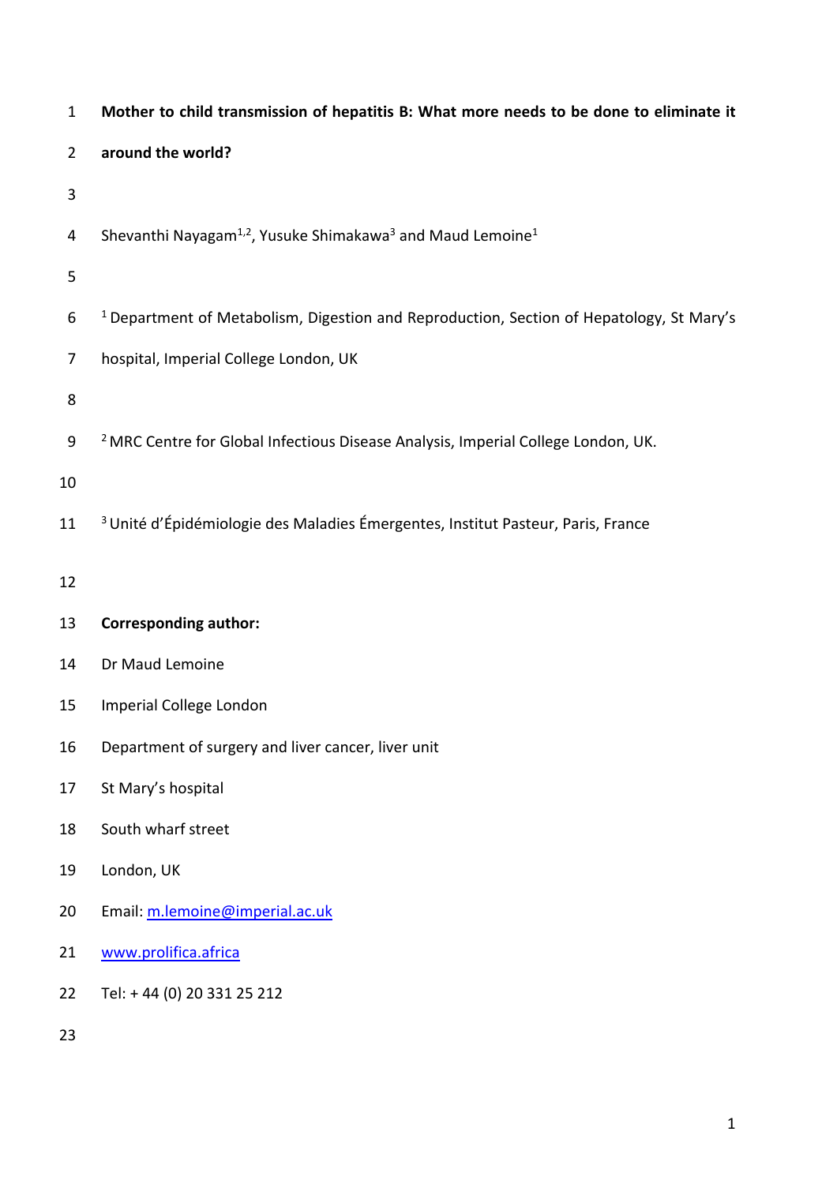# Mother to child transmission of hepatitis B: What more needs to be done to eliminate it around the world?

Shevanthi Nayagam[1,2], Yusuke Shimakawa[3] and Maud Lemoine[1]

[1] Department of Metabolism, Digestion and Reproduction, Section of Hepatology, St Mary's hospital, Imperial College London, UK

[2] MRC Centre for Global Infectious Disease Analysis, Imperial College London, UK.

[3] Unité d'Épidémiologie des Maladies Émergentes, Institut Pasteur, Paris, France

**Corresponding author:**

Dr Maud Lemoine

Imperial College London

Department of surgery and liver cancer, liver unit

St Mary's hospital

South wharf street

London, UK

Email: m.lemoine@imperial.ac.uk

www.prolifica.africa

Tel: + 44 (0) 20 331 25 212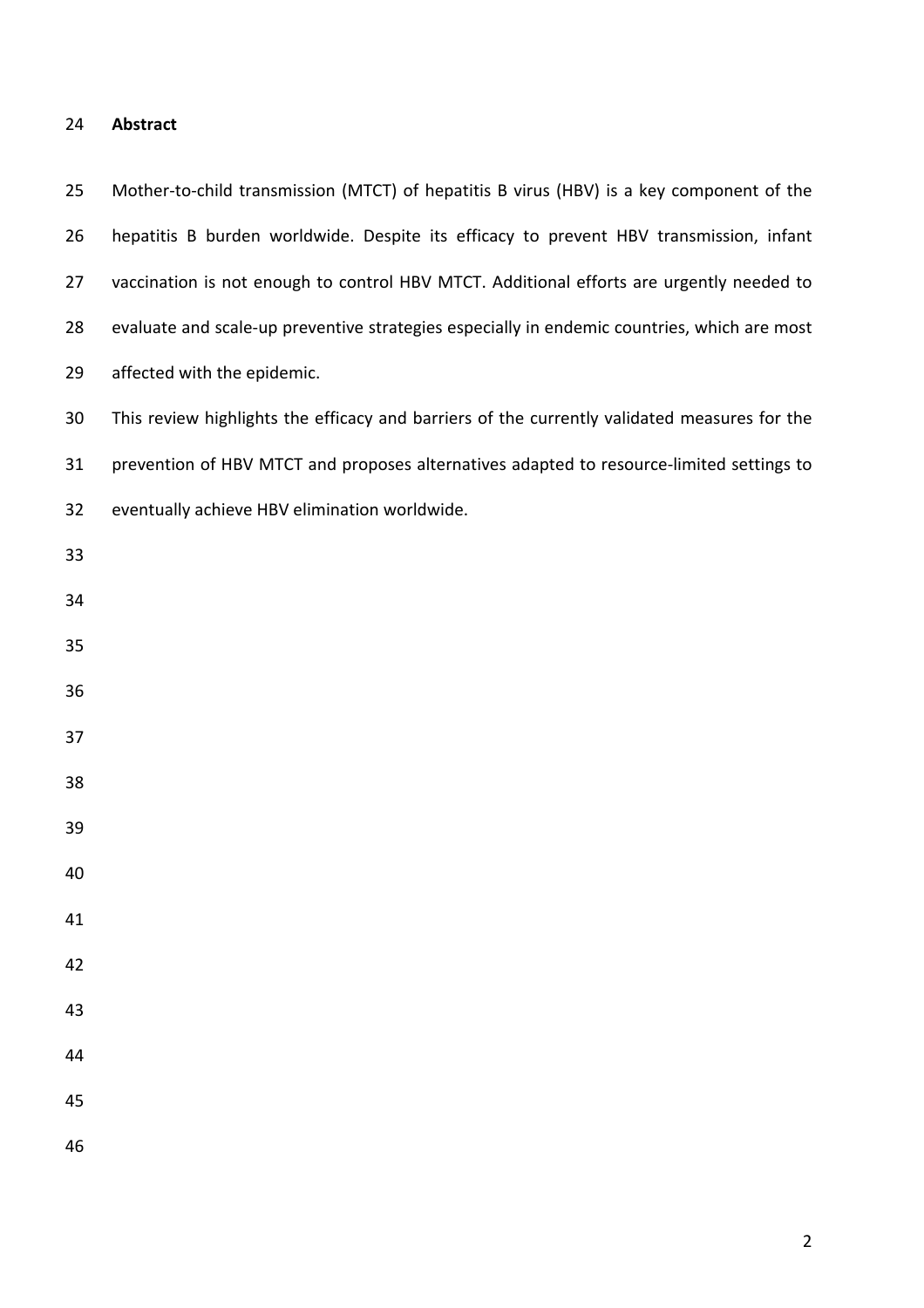## Abstract

Mother-to-child transmission (MTCT) of hepatitis B virus (HBV) is a key component of the hepatitis B burden worldwide. Despite its efficacy to prevent HBV transmission, infant vaccination is not enough to control HBV MTCT. Additional efforts are urgently needed to evaluate and scale-up preventive strategies especially in endemic countries, which are most affected with the epidemic.

This review highlights the efficacy and barriers of the currently validated measures for the prevention of HBV MTCT and proposes alternatives adapted to resource-limited settings to eventually achieve HBV elimination worldwide.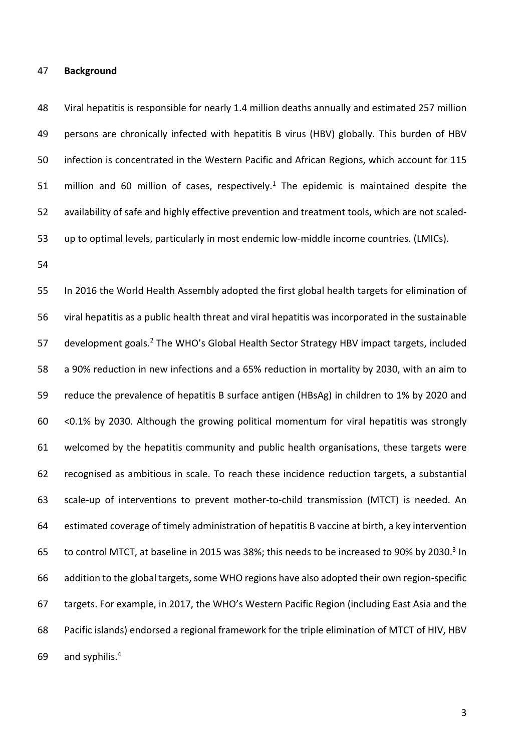**Background**

Viral hepatitis is responsible for nearly 1.4 million deaths annually and estimated 257 million persons are chronically infected with hepatitis B virus (HBV) globally. This burden of HBV infection is concentrated in the Western Pacific and African Regions, which account for 115 million and 60 million of cases, respectively.[1] The epidemic is maintained despite the availability of safe and highly effective prevention and treatment tools, which are not scaled-up to optimal levels, particularly in most endemic low-middle income countries. (LMICs).

In 2016 the World Health Assembly adopted the first global health targets for elimination of viral hepatitis as a public health threat and viral hepatitis was incorporated in the sustainable development goals.[2] The WHO's Global Health Sector Strategy HBV impact targets, included a 90% reduction in new infections and a 65% reduction in mortality by 2030, with an aim to reduce the prevalence of hepatitis B surface antigen (HBsAg) in children to 1% by 2020 and <0.1% by 2030. Although the growing political momentum for viral hepatitis was strongly welcomed by the hepatitis community and public health organisations, these targets were recognised as ambitious in scale. To reach these incidence reduction targets, a substantial scale-up of interventions to prevent mother-to-child transmission (MTCT) is needed. An estimated coverage of timely administration of hepatitis B vaccine at birth, a key intervention to control MTCT, at baseline in 2015 was 38%; this needs to be increased to 90% by 2030.[3] In addition to the global targets, some WHO regions have also adopted their own region-specific targets. For example, in 2017, the WHO's Western Pacific Region (including East Asia and the Pacific islands) endorsed a regional framework for the triple elimination of MTCT of HIV, HBV and syphilis.[4]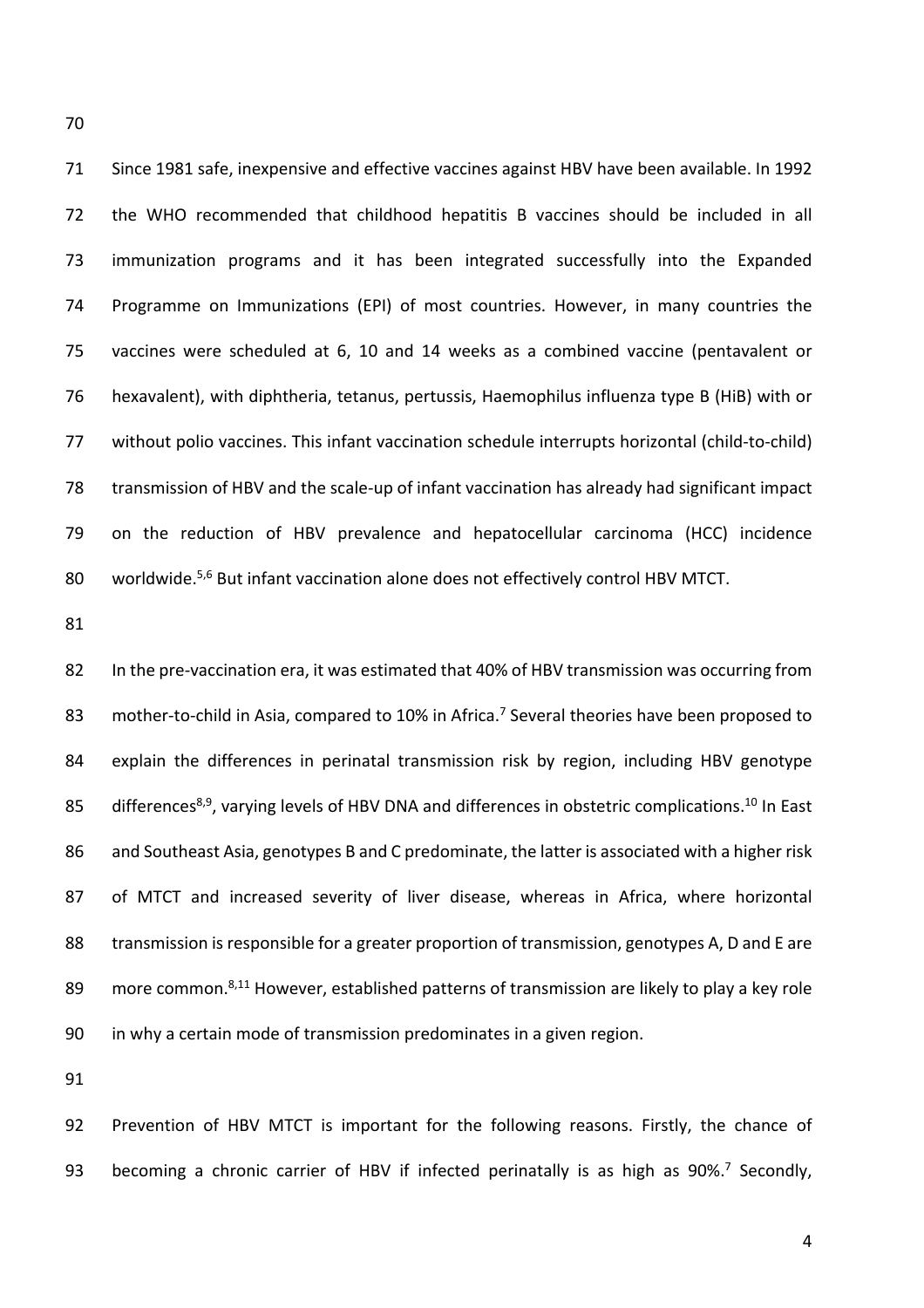Since 1981 safe, inexpensive and effective vaccines against HBV have been available. In 1992 the WHO recommended that childhood hepatitis B vaccines should be included in all immunization programs and it has been integrated successfully into the Expanded Programme on Immunizations (EPI) of most countries. However, in many countries the vaccines were scheduled at 6, 10 and 14 weeks as a combined vaccine (pentavalent or hexavalent), with diphtheria, tetanus, pertussis, Haemophilus influenza type B (HiB) with or without polio vaccines. This infant vaccination schedule interrupts horizontal (child-to-child) transmission of HBV and the scale-up of infant vaccination has already had significant impact on the reduction of HBV prevalence and hepatocellular carcinoma (HCC) incidence worldwide.[5,6] But infant vaccination alone does not effectively control HBV MTCT.

In the pre-vaccination era, it was estimated that 40% of HBV transmission was occurring from mother-to-child in Asia, compared to 10% in Africa.[7] Several theories have been proposed to explain the differences in perinatal transmission risk by region, including HBV genotype differences[8,9], varying levels of HBV DNA and differences in obstetric complications.[10] In East and Southeast Asia, genotypes B and C predominate, the latter is associated with a higher risk of MTCT and increased severity of liver disease, whereas in Africa, where horizontal transmission is responsible for a greater proportion of transmission, genotypes A, D and E are more common.[8,11] However, established patterns of transmission are likely to play a key role in why a certain mode of transmission predominates in a given region.

Prevention of HBV MTCT is important for the following reasons. Firstly, the chance of becoming a chronic carrier of HBV if infected perinatally is as high as 90%.[7] Secondly,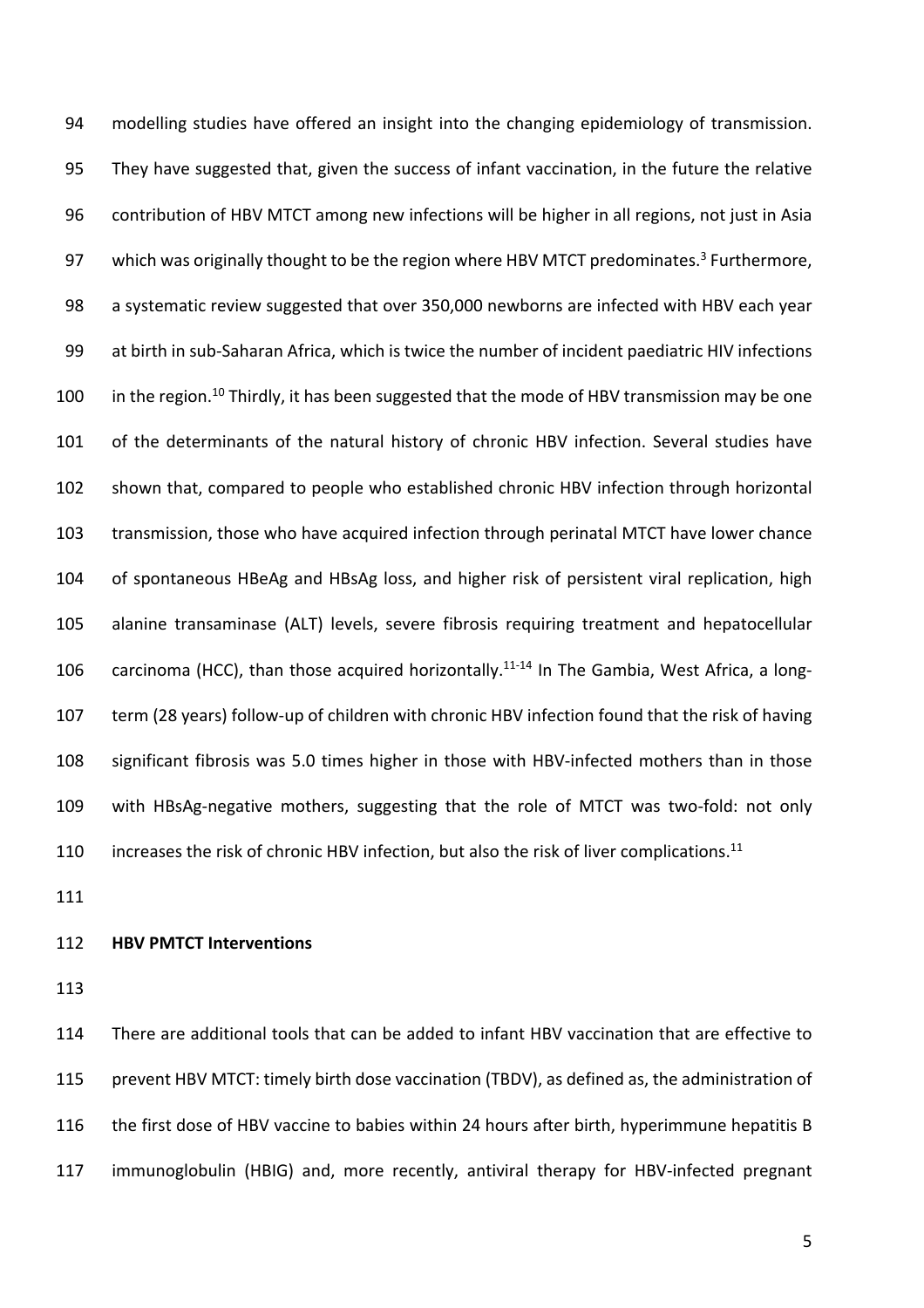modelling studies have offered an insight into the changing epidemiology of transmission. They have suggested that, given the success of infant vaccination, in the future the relative contribution of HBV MTCT among new infections will be higher in all regions, not just in Asia which was originally thought to be the region where HBV MTCT predominates.[3] Furthermore, a systematic review suggested that over 350,000 newborns are infected with HBV each year at birth in sub-Saharan Africa, which is twice the number of incident paediatric HIV infections in the region.[10] Thirdly, it has been suggested that the mode of HBV transmission may be one of the determinants of the natural history of chronic HBV infection. Several studies have shown that, compared to people who established chronic HBV infection through horizontal transmission, those who have acquired infection through perinatal MTCT have lower chance of spontaneous HBeAg and HBsAg loss, and higher risk of persistent viral replication, high alanine transaminase (ALT) levels, severe fibrosis requiring treatment and hepatocellular carcinoma (HCC), than those acquired horizontally.[11-14] In The Gambia, West Africa, a long-term (28 years) follow-up of children with chronic HBV infection found that the risk of having significant fibrosis was 5.0 times higher in those with HBV-infected mothers than in those with HBsAg-negative mothers, suggesting that the role of MTCT was two-fold: not only increases the risk of chronic HBV infection, but also the risk of liver complications.[11]

**HBV PMTCT Interventions**

There are additional tools that can be added to infant HBV vaccination that are effective to prevent HBV MTCT: timely birth dose vaccination (TBDV), as defined as, the administration of the first dose of HBV vaccine to babies within 24 hours after birth, hyperimmune hepatitis B immunoglobulin (HBIG) and, more recently, antiviral therapy for HBV-infected pregnant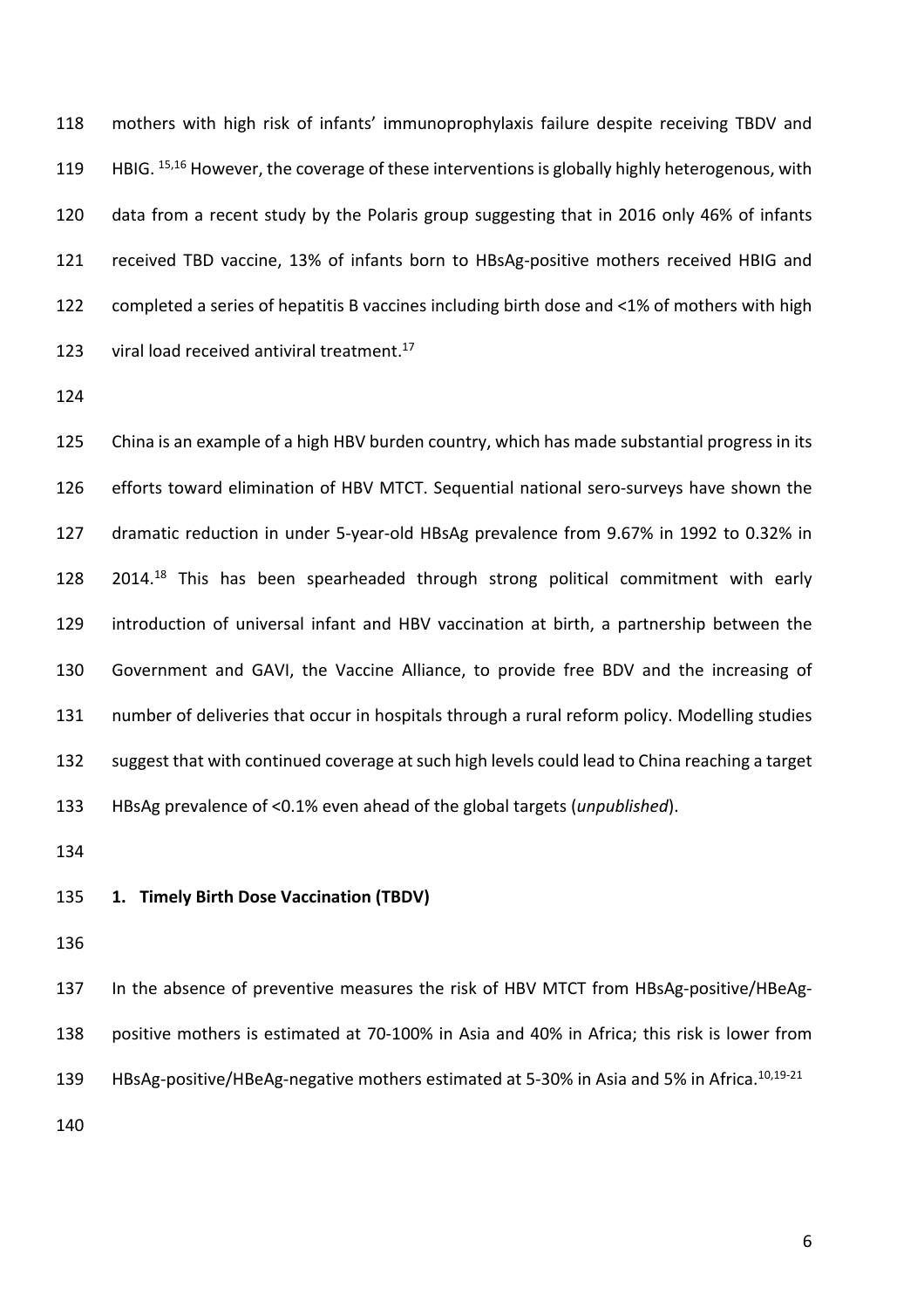mothers with high risk of infants' immunoprophylaxis failure despite receiving TBDV and HBIG. [15,16] However, the coverage of these interventions is globally highly heterogenous, with data from a recent study by the Polaris group suggesting that in 2016 only 46% of infants received TBD vaccine, 13% of infants born to HBsAg-positive mothers received HBIG and completed a series of hepatitis B vaccines including birth dose and <1% of mothers with high viral load received antiviral treatment.[17]

China is an example of a high HBV burden country, which has made substantial progress in its efforts toward elimination of HBV MTCT. Sequential national sero-surveys have shown the dramatic reduction in under 5-year-old HBsAg prevalence from 9.67% in 1992 to 0.32% in 2014.[18] This has been spearheaded through strong political commitment with early introduction of universal infant and HBV vaccination at birth, a partnership between the Government and GAVI, the Vaccine Alliance, to provide free BDV and the increasing of number of deliveries that occur in hospitals through a rural reform policy. Modelling studies suggest that with continued coverage at such high levels could lead to China reaching a target HBsAg prevalence of <0.1% even ahead of the global targets (*unpublished*).

## 1. Timely Birth Dose Vaccination (TBDV)

In the absence of preventive measures the risk of HBV MTCT from HBsAg-positive/HBeAg-positive mothers is estimated at 70-100% in Asia and 40% in Africa; this risk is lower from HBsAg-positive/HBeAg-negative mothers estimated at 5-30% in Asia and 5% in Africa.[10,19-21]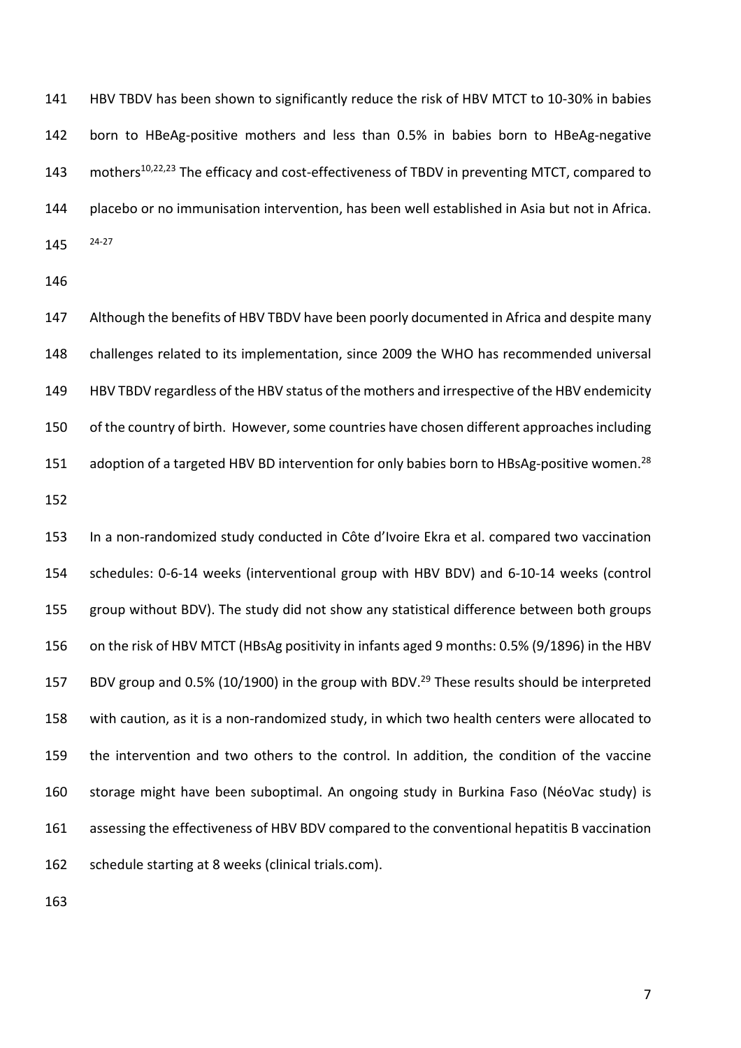HBV TBDV has been shown to significantly reduce the risk of HBV MTCT to 10-30% in babies born to HBeAg-positive mothers and less than 0.5% in babies born to HBeAg-negative mothers[10,22,23] The efficacy and cost-effectiveness of TBDV in preventing MTCT, compared to placebo or no immunisation intervention, has been well established in Asia but not in Africa.[24-27]

Although the benefits of HBV TBDV have been poorly documented in Africa and despite many challenges related to its implementation, since 2009 the WHO has recommended universal HBV TBDV regardless of the HBV status of the mothers and irrespective of the HBV endemicity of the country of birth. However, some countries have chosen different approaches including adoption of a targeted HBV BD intervention for only babies born to HBsAg-positive women.[28]

In a non-randomized study conducted in Côte d'Ivoire Ekra et al. compared two vaccination schedules: 0-6-14 weeks (interventional group with HBV BDV) and 6-10-14 weeks (control group without BDV). The study did not show any statistical difference between both groups on the risk of HBV MTCT (HBsAg positivity in infants aged 9 months: 0.5% (9/1896) in the HBV BDV group and 0.5% (10/1900) in the group with BDV.[29] These results should be interpreted with caution, as it is a non-randomized study, in which two health centers were allocated to the intervention and two others to the control. In addition, the condition of the vaccine storage might have been suboptimal. An ongoing study in Burkina Faso (NéoVac study) is assessing the effectiveness of HBV BDV compared to the conventional hepatitis B vaccination schedule starting at 8 weeks (clinical trials.com).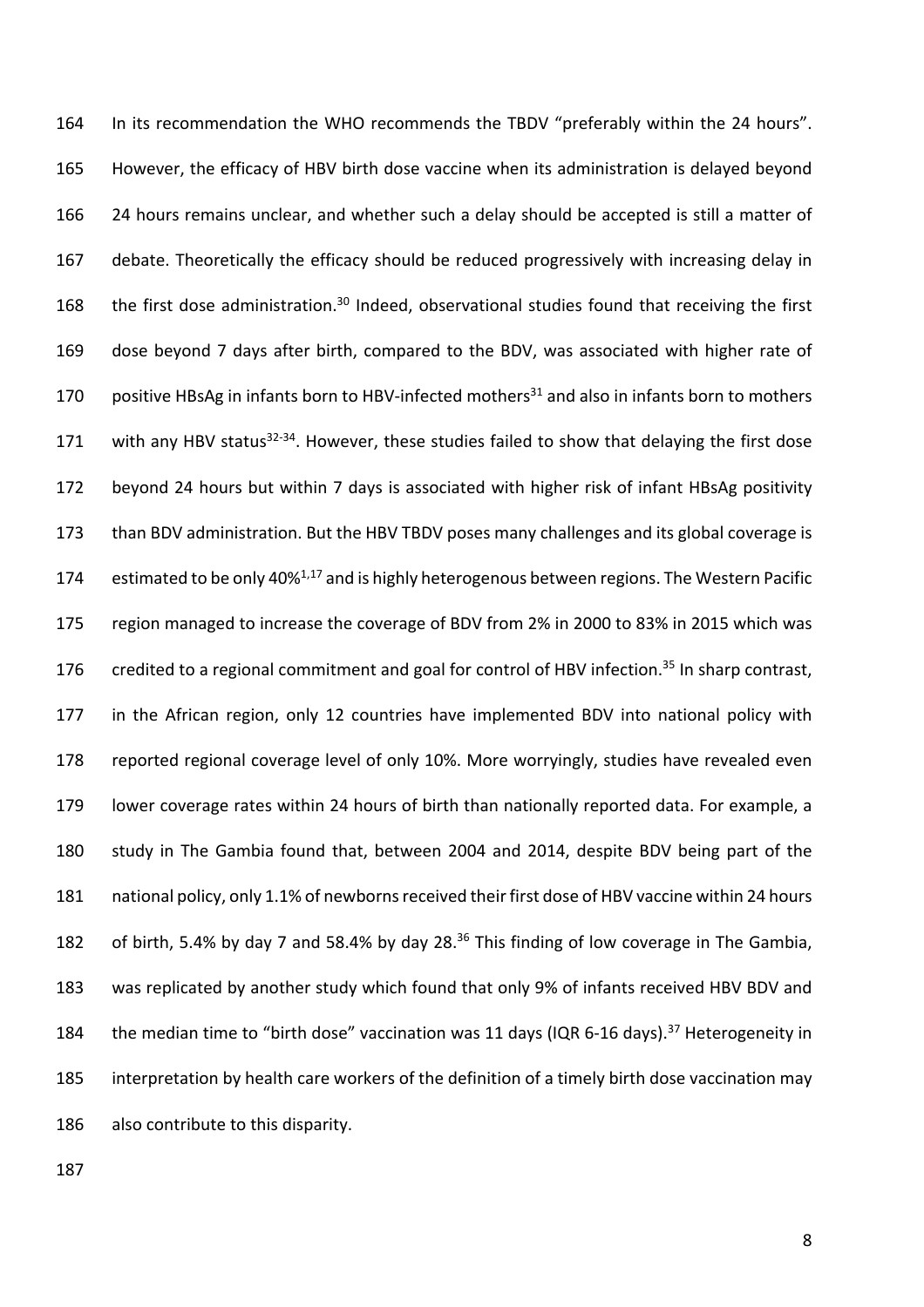In its recommendation the WHO recommends the TBDV "preferably within the 24 hours". However, the efficacy of HBV birth dose vaccine when its administration is delayed beyond 24 hours remains unclear, and whether such a delay should be accepted is still a matter of debate. Theoretically the efficacy should be reduced progressively with increasing delay in the first dose administration.[30] Indeed, observational studies found that receiving the first dose beyond 7 days after birth, compared to the BDV, was associated with higher rate of positive HBsAg in infants born to HBV-infected mothers[31] and also in infants born to mothers with any HBV status[32-34]. However, these studies failed to show that delaying the first dose beyond 24 hours but within 7 days is associated with higher risk of infant HBsAg positivity than BDV administration. But the HBV TBDV poses many challenges and its global coverage is estimated to be only 40%[1,17] and is highly heterogenous between regions. The Western Pacific region managed to increase the coverage of BDV from 2% in 2000 to 83% in 2015 which was credited to a regional commitment and goal for control of HBV infection.[35] In sharp contrast, in the African region, only 12 countries have implemented BDV into national policy with reported regional coverage level of only 10%. More worryingly, studies have revealed even lower coverage rates within 24 hours of birth than nationally reported data. For example, a study in The Gambia found that, between 2004 and 2014, despite BDV being part of the national policy, only 1.1% of newborns received their first dose of HBV vaccine within 24 hours of birth, 5.4% by day 7 and 58.4% by day 28.[36] This finding of low coverage in The Gambia, was replicated by another study which found that only 9% of infants received HBV BDV and the median time to "birth dose" vaccination was 11 days (IQR 6-16 days).[37] Heterogeneity in interpretation by health care workers of the definition of a timely birth dose vaccination may also contribute to this disparity.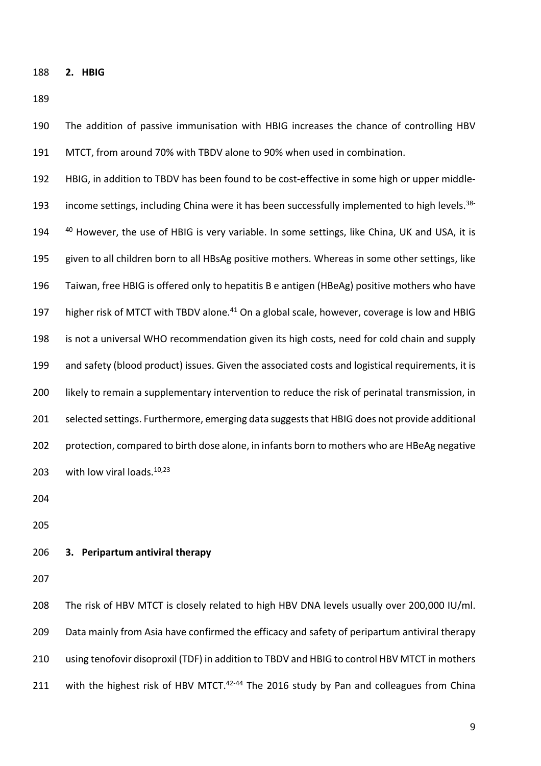## 2. HBIG

The addition of passive immunisation with HBIG increases the chance of controlling HBV MTCT, from around 70% with TBDV alone to 90% when used in combination.

HBIG, in addition to TBDV has been found to be cost-effective in some high or upper middle-income settings, including China were it has been successfully implemented to high levels.[38-40] However, the use of HBIG is very variable. In some settings, like China, UK and USA, it is given to all children born to all HBsAg positive mothers. Whereas in some other settings, like Taiwan, free HBIG is offered only to hepatitis B e antigen (HBeAg) positive mothers who have higher risk of MTCT with TBDV alone.[41] On a global scale, however, coverage is low and HBIG is not a universal WHO recommendation given its high costs, need for cold chain and supply and safety (blood product) issues. Given the associated costs and logistical requirements, it is likely to remain a supplementary intervention to reduce the risk of perinatal transmission, in selected settings. Furthermore, emerging data suggests that HBIG does not provide additional protection, compared to birth dose alone, in infants born to mothers who are HBeAg negative with low viral loads.[10,23]

## 3. Peripartum antiviral therapy

The risk of HBV MTCT is closely related to high HBV DNA levels usually over 200,000 IU/ml. Data mainly from Asia have confirmed the efficacy and safety of peripartum antiviral therapy using tenofovir disoproxil (TDF) in addition to TBDV and HBIG to control HBV MTCT in mothers with the highest risk of HBV MTCT.[42-44] The 2016 study by Pan and colleagues from China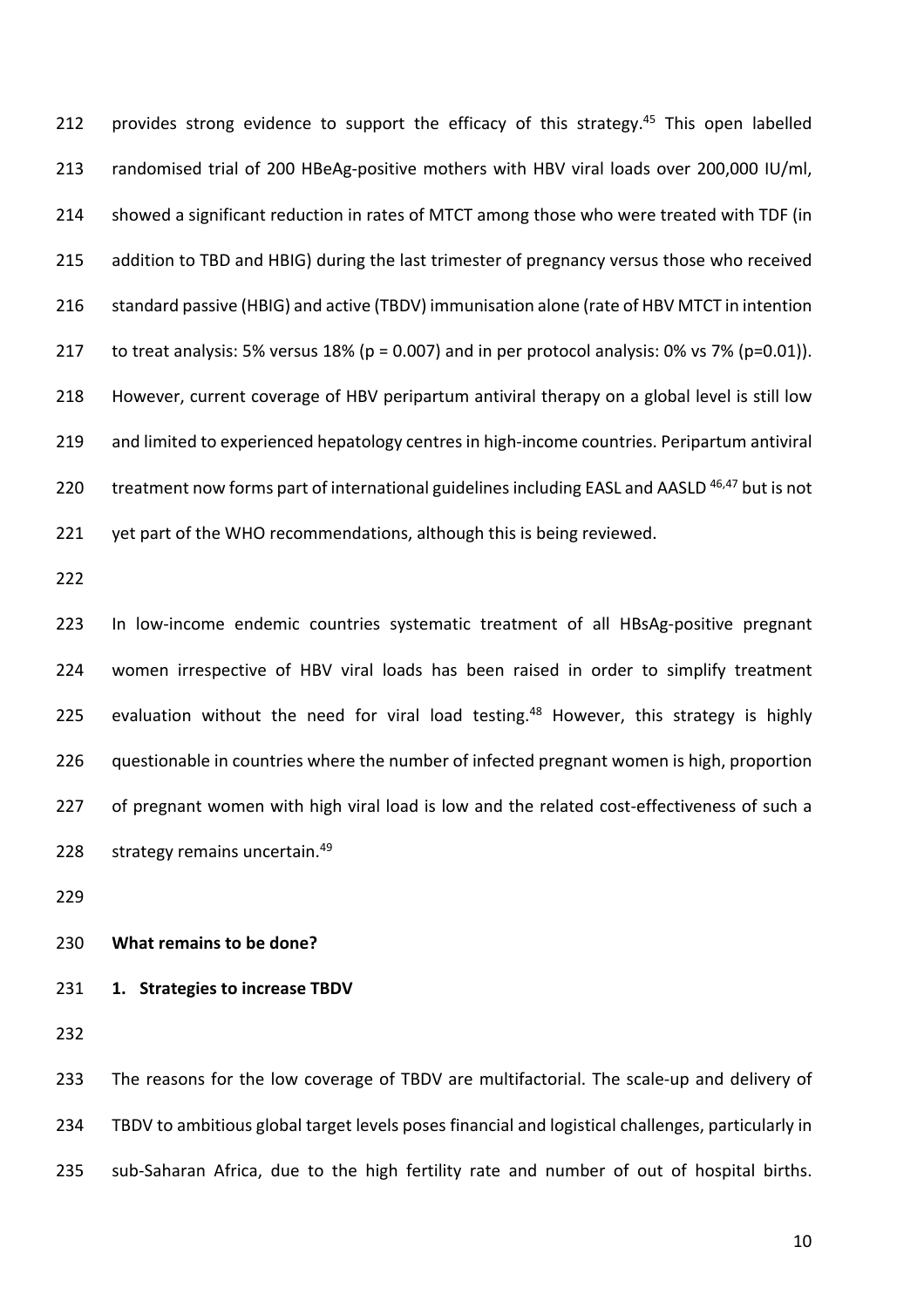provides strong evidence to support the efficacy of this strategy.[45] This open labelled randomised trial of 200 HBeAg-positive mothers with HBV viral loads over 200,000 IU/ml, showed a significant reduction in rates of MTCT among those who were treated with TDF (in addition to TBD and HBIG) during the last trimester of pregnancy versus those who received standard passive (HBIG) and active (TBDV) immunisation alone (rate of HBV MTCT in intention to treat analysis: 5% versus 18% ($p = 0.007$) and in per protocol analysis: 0% vs 7% ($p=0.01$)). However, current coverage of HBV peripartum antiviral therapy on a global level is still low and limited to experienced hepatology centres in high-income countries. Peripartum antiviral treatment now forms part of international guidelines including EASL and AASLD [46,47] but is not yet part of the WHO recommendations, although this is being reviewed.

In low-income endemic countries systematic treatment of all HBsAg-positive pregnant women irrespective of HBV viral loads has been raised in order to simplify treatment evaluation without the need for viral load testing.[48] However, this strategy is highly questionable in countries where the number of infected pregnant women is high, proportion of pregnant women with high viral load is low and the related cost-effectiveness of such a strategy remains uncertain.[49]

**What remains to be done?**

**1. Strategies to increase TBDV**

The reasons for the low coverage of TBDV are multifactorial. The scale-up and delivery of TBDV to ambitious global target levels poses financial and logistical challenges, particularly in sub-Saharan Africa, due to the high fertility rate and number of out of hospital births.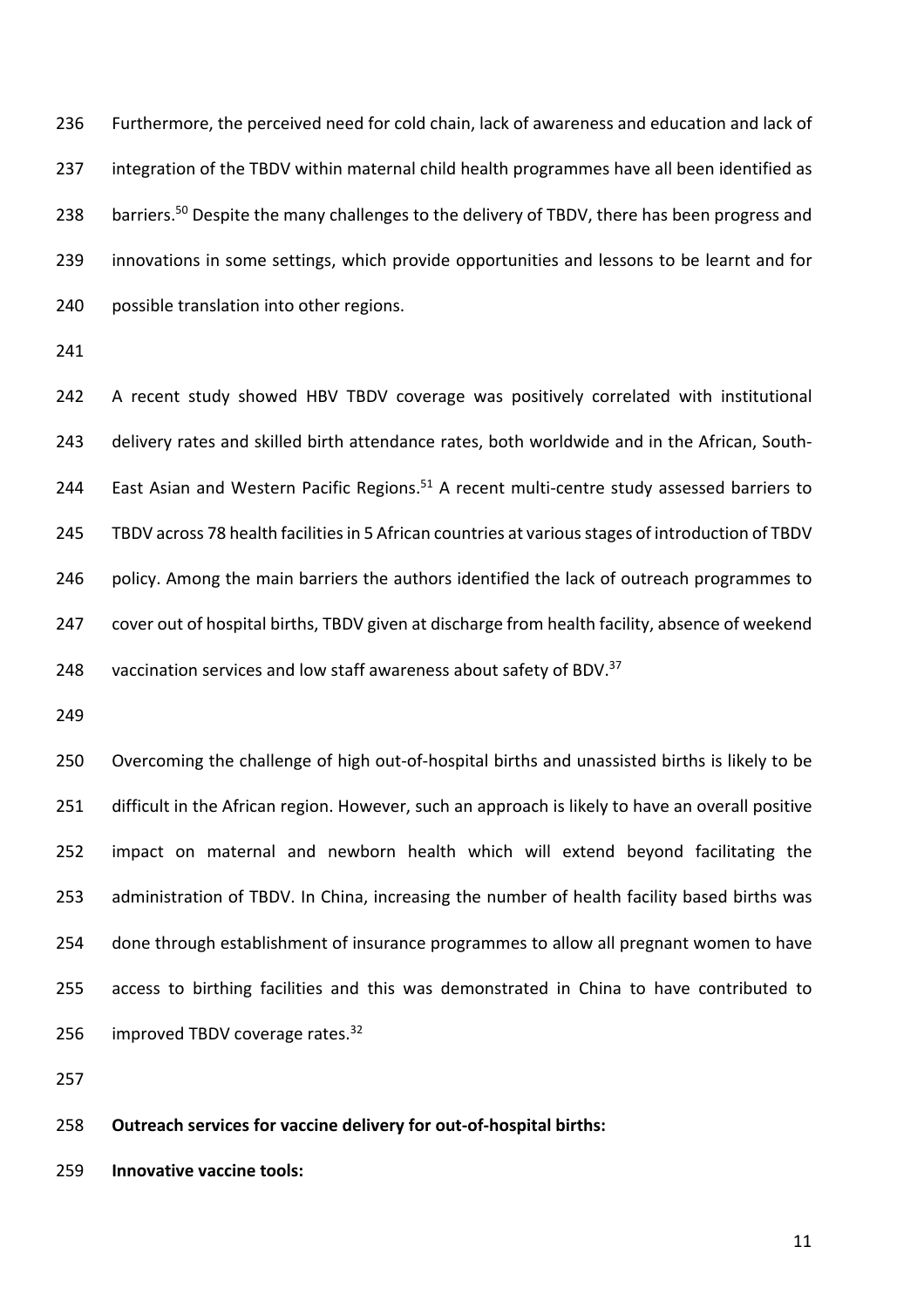Furthermore, the perceived need for cold chain, lack of awareness and education and lack of integration of the TBDV within maternal child health programmes have all been identified as barriers.[50] Despite the many challenges to the delivery of TBDV, there has been progress and innovations in some settings, which provide opportunities and lessons to be learnt and for possible translation into other regions.

A recent study showed HBV TBDV coverage was positively correlated with institutional delivery rates and skilled birth attendance rates, both worldwide and in the African, South-East Asian and Western Pacific Regions.[51] A recent multi-centre study assessed barriers to TBDV across 78 health facilities in 5 African countries at various stages of introduction of TBDV policy. Among the main barriers the authors identified the lack of outreach programmes to cover out of hospital births, TBDV given at discharge from health facility, absence of weekend vaccination services and low staff awareness about safety of BDV.[37]

Overcoming the challenge of high out-of-hospital births and unassisted births is likely to be difficult in the African region. However, such an approach is likely to have an overall positive impact on maternal and newborn health which will extend beyond facilitating the administration of TBDV. In China, increasing the number of health facility based births was done through establishment of insurance programmes to allow all pregnant women to have access to birthing facilities and this was demonstrated in China to have contributed to improved TBDV coverage rates.[32]

**Outreach services for vaccine delivery for out-of-hospital births:**

**Innovative vaccine tools:**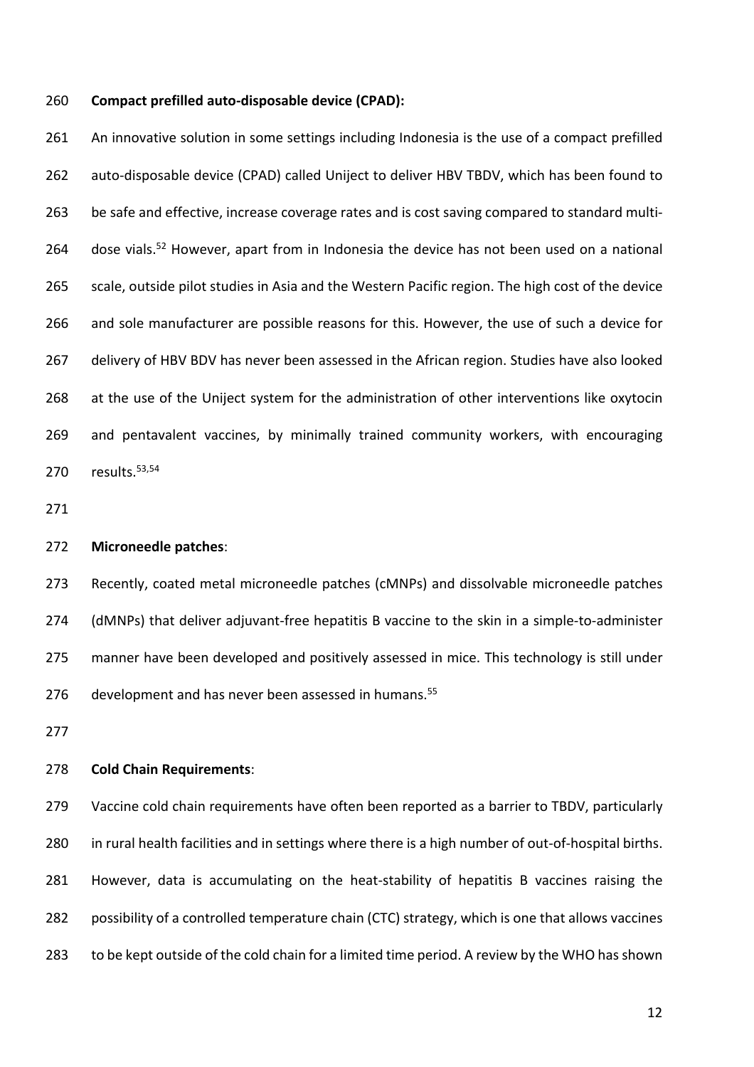**Compact prefilled auto-disposable device (CPAD):**

An innovative solution in some settings including Indonesia is the use of a compact prefilled auto-disposable device (CPAD) called Uniject to deliver HBV TBDV, which has been found to be safe and effective, increase coverage rates and is cost saving compared to standard multi-dose vials.[52] However, apart from in Indonesia the device has not been used on a national scale, outside pilot studies in Asia and the Western Pacific region. The high cost of the device and sole manufacturer are possible reasons for this. However, the use of such a device for delivery of HBV BDV has never been assessed in the African region. Studies have also looked at the use of the Uniject system for the administration of other interventions like oxytocin and pentavalent vaccines, by minimally trained community workers, with encouraging results.[53,54]

**Microneedle patches**:

Recently, coated metal microneedle patches (cMNPs) and dissolvable microneedle patches (dMNPs) that deliver adjuvant-free hepatitis B vaccine to the skin in a simple-to-administer manner have been developed and positively assessed in mice. This technology is still under development and has never been assessed in humans.[55]

**Cold Chain Requirements**:

Vaccine cold chain requirements have often been reported as a barrier to TBDV, particularly in rural health facilities and in settings where there is a high number of out-of-hospital births. However, data is accumulating on the heat-stability of hepatitis B vaccines raising the possibility of a controlled temperature chain (CTC) strategy, which is one that allows vaccines to be kept outside of the cold chain for a limited time period. A review by the WHO has shown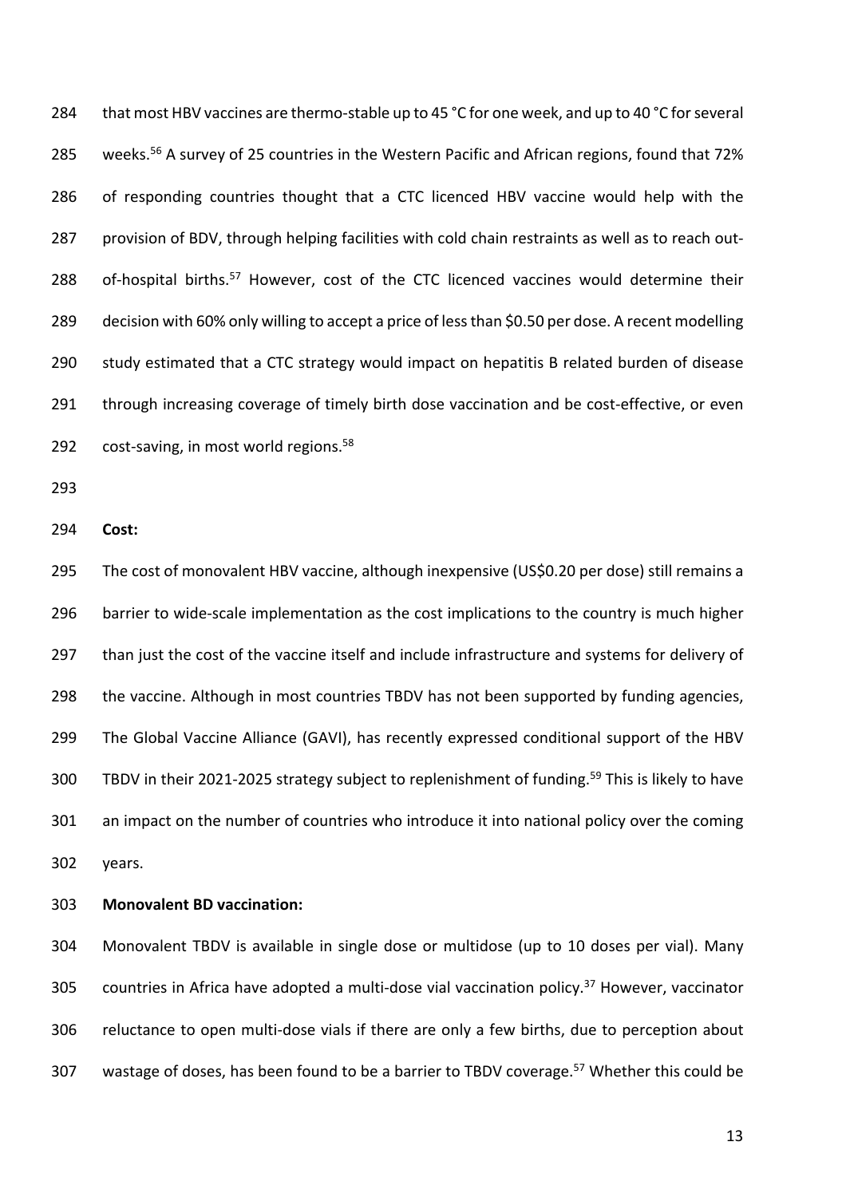that most HBV vaccines are thermo-stable up to 45 °C for one week, and up to 40 °C for several weeks.[56] A survey of 25 countries in the Western Pacific and African regions, found that 72% of responding countries thought that a CTC licenced HBV vaccine would help with the provision of BDV, through helping facilities with cold chain restraints as well as to reach out-of-hospital births.[57] However, cost of the CTC licenced vaccines would determine their decision with 60% only willing to accept a price of less than $0.50 per dose. A recent modelling study estimated that a CTC strategy would impact on hepatitis B related burden of disease through increasing coverage of timely birth dose vaccination and be cost-effective, or even cost-saving, in most world regions.[58]

**Cost:**

The cost of monovalent HBV vaccine, although inexpensive (US$0.20 per dose) still remains a barrier to wide-scale implementation as the cost implications to the country is much higher than just the cost of the vaccine itself and include infrastructure and systems for delivery of the vaccine. Although in most countries TBDV has not been supported by funding agencies, The Global Vaccine Alliance (GAVI), has recently expressed conditional support of the HBV TBDV in their 2021-2025 strategy subject to replenishment of funding.[59] This is likely to have an impact on the number of countries who introduce it into national policy over the coming years.

**Monovalent BD vaccination:**

Monovalent TBDV is available in single dose or multidose (up to 10 doses per vial). Many countries in Africa have adopted a multi-dose vial vaccination policy.[37] However, vaccinator reluctance to open multi-dose vials if there are only a few births, due to perception about wastage of doses, has been found to be a barrier to TBDV coverage.[57] Whether this could be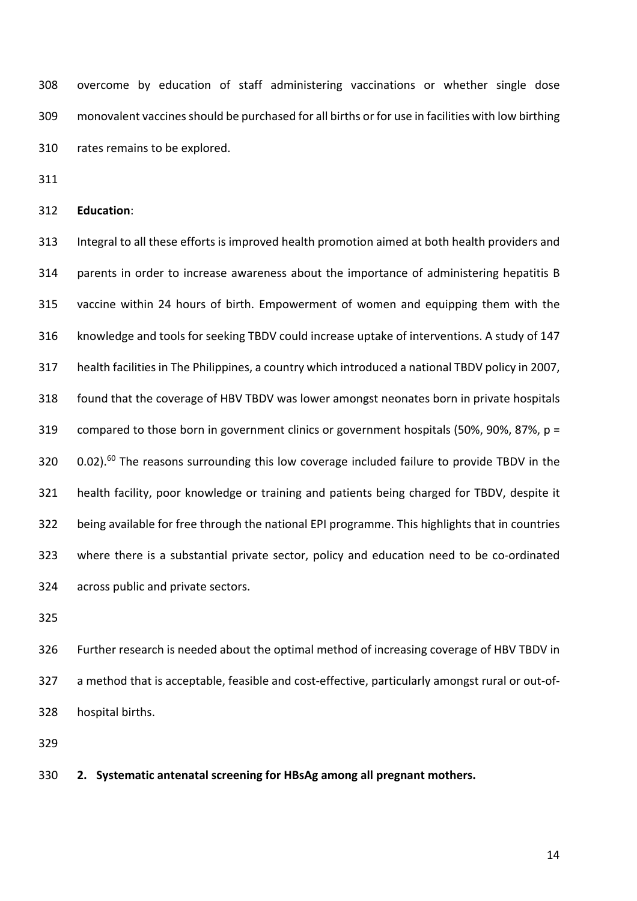overcome by education of staff administering vaccinations or whether single dose monovalent vaccines should be purchased for all births or for use in facilities with low birthing rates remains to be explored.

**Education**:

Integral to all these efforts is improved health promotion aimed at both health providers and parents in order to increase awareness about the importance of administering hepatitis B vaccine within 24 hours of birth. Empowerment of women and equipping them with the knowledge and tools for seeking TBDV could increase uptake of interventions. A study of 147 health facilities in The Philippines, a country which introduced a national TBDV policy in 2007, found that the coverage of HBV TBDV was lower amongst neonates born in private hospitals compared to those born in government clinics or government hospitals (50%, 90%, 87%, $p = 0.02$).[60] The reasons surrounding this low coverage included failure to provide TBDV in the health facility, poor knowledge or training and patients being charged for TBDV, despite it being available for free through the national EPI programme. This highlights that in countries where there is a substantial private sector, policy and education need to be co-ordinated across public and private sectors.

Further research is needed about the optimal method of increasing coverage of HBV TBDV in a method that is acceptable, feasible and cost-effective, particularly amongst rural or out-of-hospital births.

**2. Systematic antenatal screening for HBsAg among all pregnant mothers.**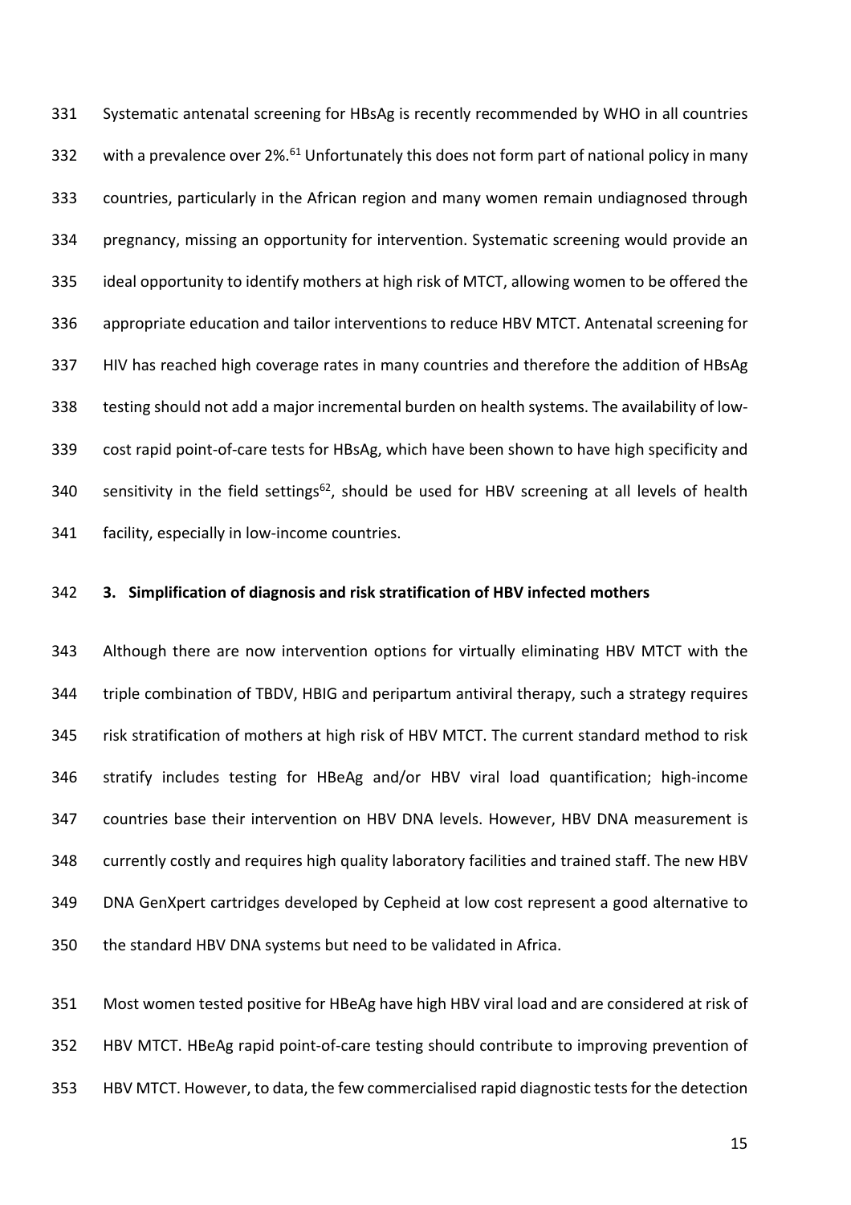Systematic antenatal screening for HBsAg is recently recommended by WHO in all countries with a prevalence over 2%.[61] Unfortunately this does not form part of national policy in many countries, particularly in the African region and many women remain undiagnosed through pregnancy, missing an opportunity for intervention. Systematic screening would provide an ideal opportunity to identify mothers at high risk of MTCT, allowing women to be offered the appropriate education and tailor interventions to reduce HBV MTCT. Antenatal screening for HIV has reached high coverage rates in many countries and therefore the addition of HBsAg testing should not add a major incremental burden on health systems. The availability of low-cost rapid point-of-care tests for HBsAg, which have been shown to have high specificity and sensitivity in the field settings[62], should be used for HBV screening at all levels of health facility, especially in low-income countries.

### 3. Simplification of diagnosis and risk stratification of HBV infected mothers

Although there are now intervention options for virtually eliminating HBV MTCT with the triple combination of TBDV, HBIG and peripartum antiviral therapy, such a strategy requires risk stratification of mothers at high risk of HBV MTCT. The current standard method to risk stratify includes testing for HBeAg and/or HBV viral load quantification; high-income countries base their intervention on HBV DNA levels. However, HBV DNA measurement is currently costly and requires high quality laboratory facilities and trained staff. The new HBV DNA GenXpert cartridges developed by Cepheid at low cost represent a good alternative to the standard HBV DNA systems but need to be validated in Africa.

Most women tested positive for HBeAg have high HBV viral load and are considered at risk of HBV MTCT. HBeAg rapid point-of-care testing should contribute to improving prevention of HBV MTCT. However, to data, the few commercialised rapid diagnostic tests for the detection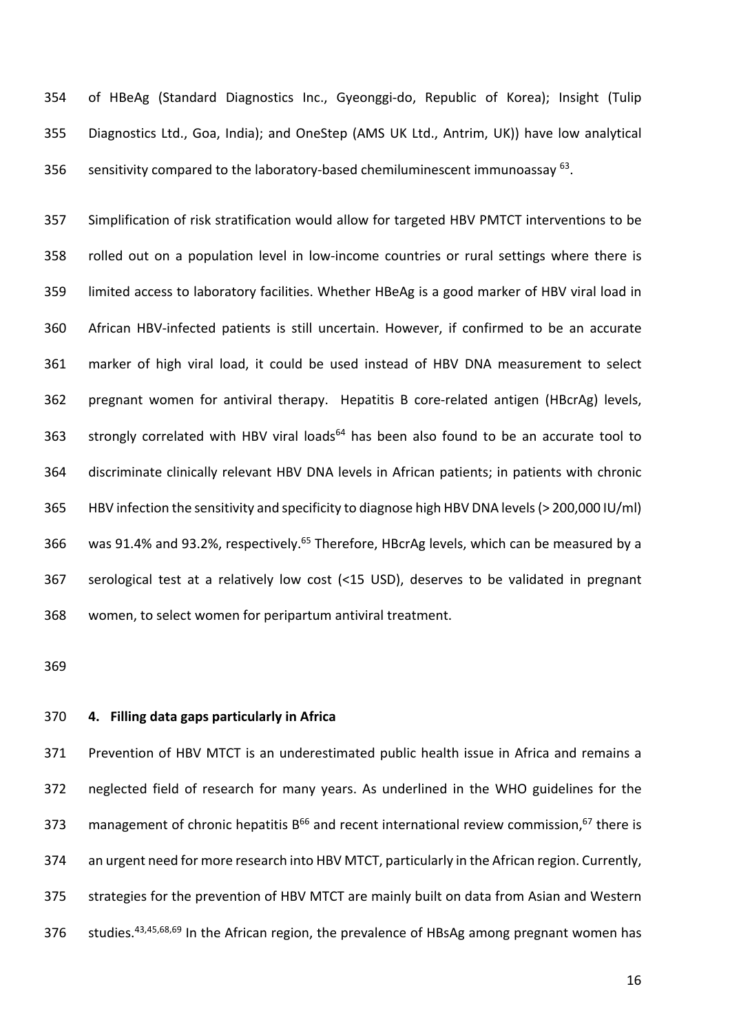of HBeAg (Standard Diagnostics Inc., Gyeonggi-do, Republic of Korea); Insight (Tulip Diagnostics Ltd., Goa, India); and OneStep (AMS UK Ltd., Antrim, UK)) have low analytical sensitivity compared to the laboratory-based chemiluminescent immunoassay [63].

Simplification of risk stratification would allow for targeted HBV PMTCT interventions to be rolled out on a population level in low-income countries or rural settings where there is limited access to laboratory facilities. Whether HBeAg is a good marker of HBV viral load in African HBV-infected patients is still uncertain. However, if confirmed to be an accurate marker of high viral load, it could be used instead of HBV DNA measurement to select pregnant women for antiviral therapy. Hepatitis B core-related antigen (HBcrAg) levels, strongly correlated with HBV viral loads[64] has been also found to be an accurate tool to discriminate clinically relevant HBV DNA levels in African patients; in patients with chronic HBV infection the sensitivity and specificity to diagnose high HBV DNA levels (> 200,000 IU/ml) was 91.4% and 93.2%, respectively.[65] Therefore, HBcrAg levels, which can be measured by a serological test at a relatively low cost (<15 USD), deserves to be validated in pregnant women, to select women for peripartum antiviral treatment.

## 4. Filling data gaps particularly in Africa

Prevention of HBV MTCT is an underestimated public health issue in Africa and remains a neglected field of research for many years. As underlined in the WHO guidelines for the management of chronic hepatitis B[66] and recent international review commission,[67] there is an urgent need for more research into HBV MTCT, particularly in the African region. Currently, strategies for the prevention of HBV MTCT are mainly built on data from Asian and Western studies.[43,45,68,69] In the African region, the prevalence of HBsAg among pregnant women has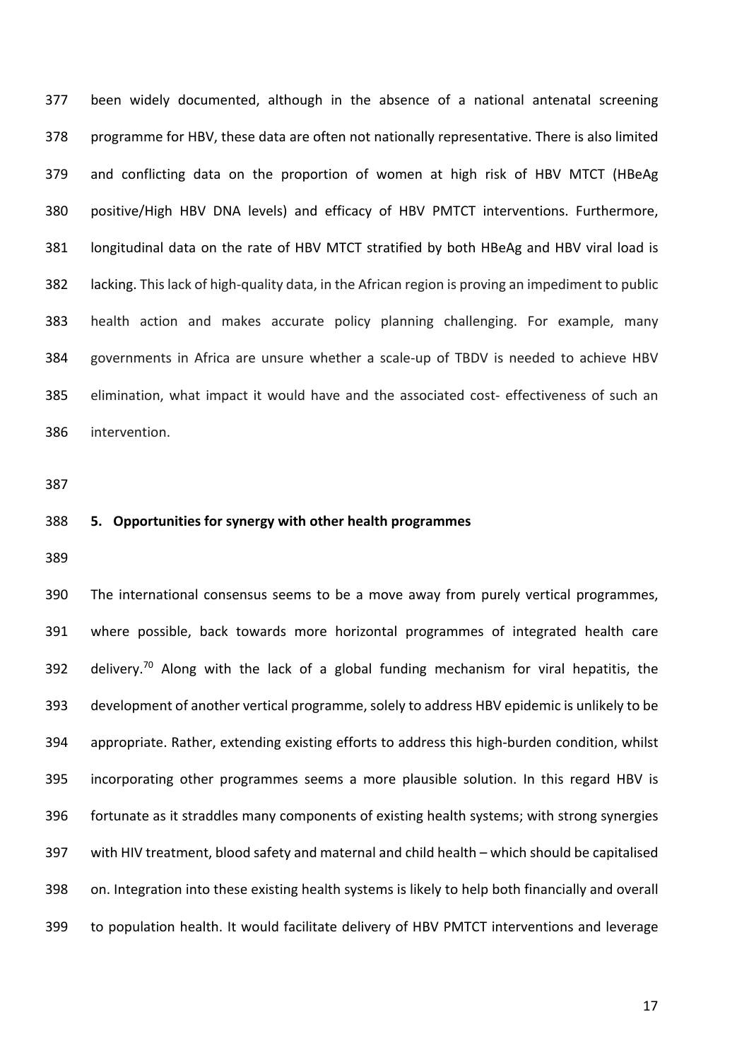been widely documented, although in the absence of a national antenatal screening programme for HBV, these data are often not nationally representative. There is also limited and conflicting data on the proportion of women at high risk of HBV MTCT (HBeAg positive/High HBV DNA levels) and efficacy of HBV PMTCT interventions. Furthermore, longitudinal data on the rate of HBV MTCT stratified by both HBeAg and HBV viral load is lacking. This lack of high-quality data, in the African region is proving an impediment to public health action and makes accurate policy planning challenging. For example, many governments in Africa are unsure whether a scale-up of TBDV is needed to achieve HBV elimination, what impact it would have and the associated cost- effectiveness of such an intervention.

## 5. Opportunities for synergy with other health programmes

The international consensus seems to be a move away from purely vertical programmes, where possible, back towards more horizontal programmes of integrated health care delivery.[70] Along with the lack of a global funding mechanism for viral hepatitis, the development of another vertical programme, solely to address HBV epidemic is unlikely to be appropriate. Rather, extending existing efforts to address this high-burden condition, whilst incorporating other programmes seems a more plausible solution. In this regard HBV is fortunate as it straddles many components of existing health systems; with strong synergies with HIV treatment, blood safety and maternal and child health – which should be capitalised on. Integration into these existing health systems is likely to help both financially and overall to population health. It would facilitate delivery of HBV PMTCT interventions and leverage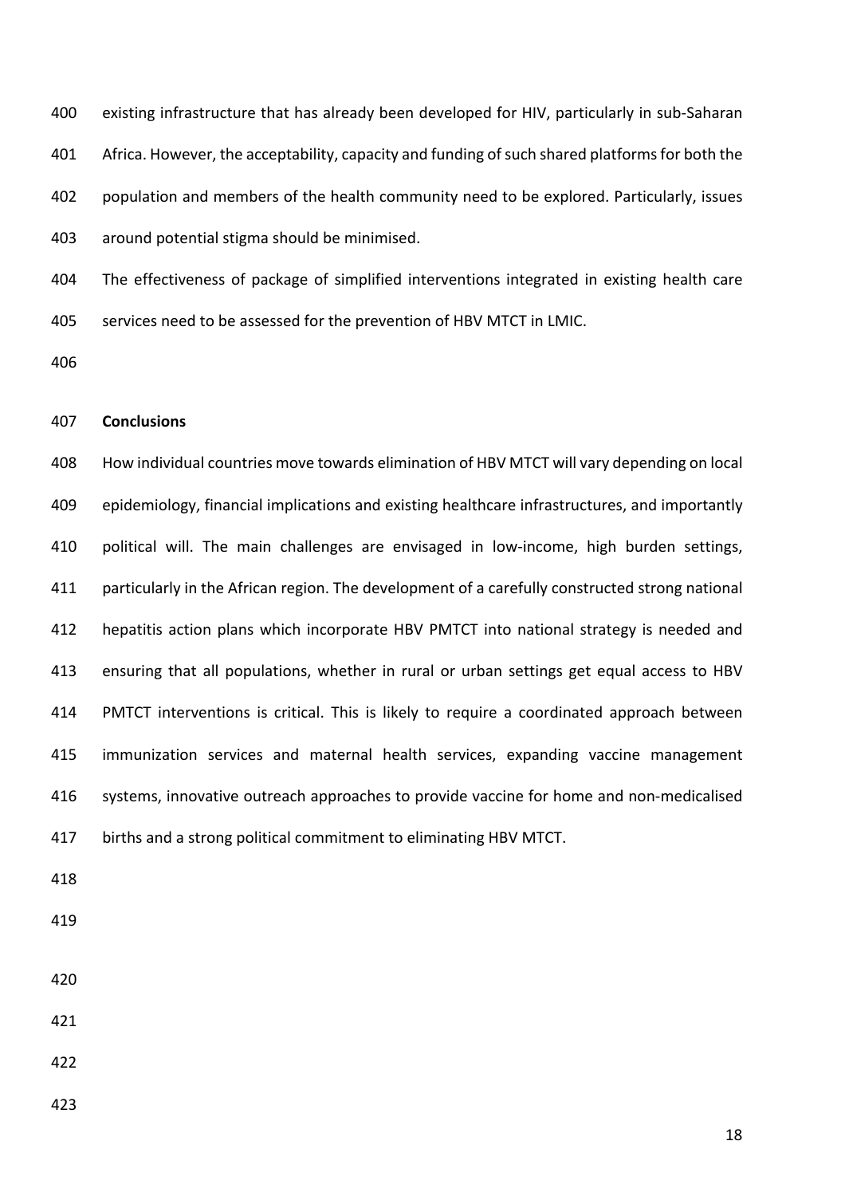existing infrastructure that has already been developed for HIV, particularly in sub-Saharan Africa. However, the acceptability, capacity and funding of such shared platforms for both the population and members of the health community need to be explored. Particularly, issues around potential stigma should be minimised.

The effectiveness of package of simplified interventions integrated in existing health care services need to be assessed for the prevention of HBV MTCT in LMIC.

## Conclusions

How individual countries move towards elimination of HBV MTCT will vary depending on local epidemiology, financial implications and existing healthcare infrastructures, and importantly political will. The main challenges are envisaged in low-income, high burden settings, particularly in the African region. The development of a carefully constructed strong national hepatitis action plans which incorporate HBV PMTCT into national strategy is needed and ensuring that all populations, whether in rural or urban settings get equal access to HBV PMTCT interventions is critical. This is likely to require a coordinated approach between immunization services and maternal health services, expanding vaccine management systems, innovative outreach approaches to provide vaccine for home and non-medicalised births and a strong political commitment to eliminating HBV MTCT.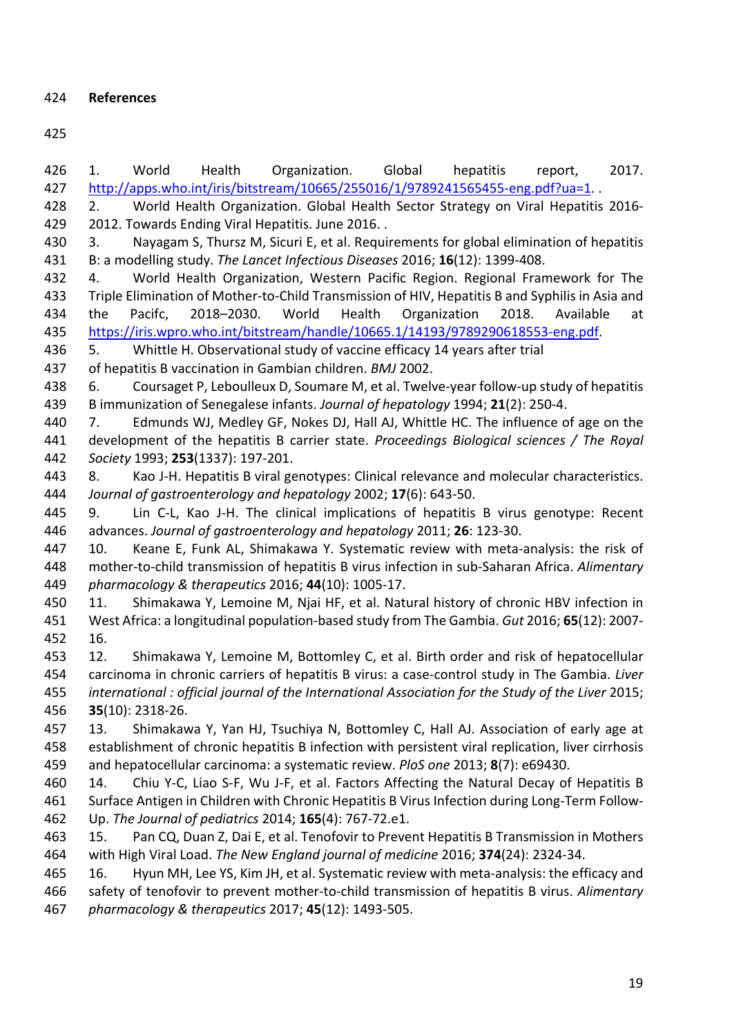## References

1. World Health Organization. Global hepatitis report, 2017. http://apps.who.int/iris/bitstream/10665/255016/1/9789241565455-eng.pdf?ua=1. .
2. World Health Organization. Global Health Sector Strategy on Viral Hepatitis 2016-2012. Towards Ending Viral Hepatitis. June 2016. .
3. Nayagam S, Thursz M, Sicuri E, et al. Requirements for global elimination of hepatitis B: a modelling study. *The Lancet Infectious Diseases* 2016; **16**(12): 1399-408.
4. World Health Organization, Western Pacific Region. Regional Framework for The Triple Elimination of Mother-to-Child Transmission of HIV, Hepatitis B and Syphilis in Asia and the Pacifc, 2018–2030. World Health Organization 2018. Available at https://iris.wpro.who.int/bitstream/handle/10665.1/14193/9789290618553-eng.pdf.
5. Whittle H. Observational study of vaccine efficacy 14 years after trial of hepatitis B vaccination in Gambian children. *BMJ* 2002.
6. Coursaget P, Leboulleux D, Soumare M, et al. Twelve-year follow-up study of hepatitis B immunization of Senegalese infants. *Journal of hepatology* 1994; **21**(2): 250-4.
7. Edmunds WJ, Medley GF, Nokes DJ, Hall AJ, Whittle HC. The influence of age on the development of the hepatitis B carrier state. *Proceedings Biological sciences / The Royal Society* 1993; **253**(1337): 197-201.
8. Kao J-H. Hepatitis B viral genotypes: Clinical relevance and molecular characteristics. *Journal of gastroenterology and hepatology* 2002; **17**(6): 643-50.
9. Lin C-L, Kao J-H. The clinical implications of hepatitis B virus genotype: Recent advances. *Journal of gastroenterology and hepatology* 2011; **26**: 123-30.
10. Keane E, Funk AL, Shimakawa Y. Systematic review with meta-analysis: the risk of mother-to-child transmission of hepatitis B virus infection in sub-Saharan Africa. *Alimentary pharmacology & therapeutics* 2016; **44**(10): 1005-17.
11. Shimakawa Y, Lemoine M, Njai HF, et al. Natural history of chronic HBV infection in West Africa: a longitudinal population-based study from The Gambia. *Gut* 2016; **65**(12): 2007-16.
12. Shimakawa Y, Lemoine M, Bottomley C, et al. Birth order and risk of hepatocellular carcinoma in chronic carriers of hepatitis B virus: a case-control study in The Gambia. *Liver international : official journal of the International Association for the Study of the Liver* 2015; **35**(10): 2318-26.
13. Shimakawa Y, Yan HJ, Tsuchiya N, Bottomley C, Hall AJ. Association of early age at establishment of chronic hepatitis B infection with persistent viral replication, liver cirrhosis and hepatocellular carcinoma: a systematic review. *PloS one* 2013; **8**(7): e69430.
14. Chiu Y-C, Liao S-F, Wu J-F, et al. Factors Affecting the Natural Decay of Hepatitis B Surface Antigen in Children with Chronic Hepatitis B Virus Infection during Long-Term Follow-Up. *The Journal of pediatrics* 2014; **165**(4): 767-72.e1.
15. Pan CQ, Duan Z, Dai E, et al. Tenofovir to Prevent Hepatitis B Transmission in Mothers with High Viral Load. *The New England journal of medicine* 2016; **374**(24): 2324-34.
16. Hyun MH, Lee YS, Kim JH, et al. Systematic review with meta-analysis: the efficacy and safety of tenofovir to prevent mother-to-child transmission of hepatitis B virus. *Alimentary pharmacology & therapeutics* 2017; **45**(12): 1493-505.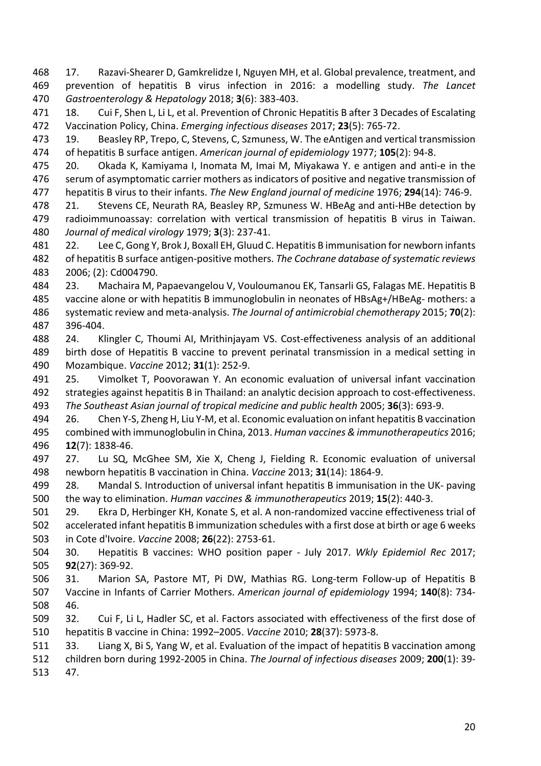17. Razavi-Shearer D, Gamkrelidze I, Nguyen MH, et al. Global prevalence, treatment, and prevention of hepatitis B virus infection in 2016: a modelling study. *The Lancet Gastroenterology & Hepatology* 2018; **3**(6): 383-403.

18. Cui F, Shen L, Li L, et al. Prevention of Chronic Hepatitis B after 3 Decades of Escalating Vaccination Policy, China. *Emerging infectious diseases* 2017; **23**(5): 765-72.

19. Beasley RP, Trepo, C, Stevens, C, Szmuness, W. The eAntigen and vertical transmission of hepatitis B surface antigen. *American journal of epidemiology* 1977; **105**(2): 94-8.

20. Okada K, Kamiyama I, Inomata M, Imai M, Miyakawa Y. e antigen and anti-e in the serum of asymptomatic carrier mothers as indicators of positive and negative transmission of hepatitis B virus to their infants. *The New England journal of medicine* 1976; **294**(14): 746-9.

21. Stevens CE, Neurath RA, Beasley RP, Szmuness W. HBeAg and anti-HBe detection by radioimmunoassay: correlation with vertical transmission of hepatitis B virus in Taiwan. *Journal of medical virology* 1979; **3**(3): 237-41.

22. Lee C, Gong Y, Brok J, Boxall EH, Gluud C. Hepatitis B immunisation for newborn infants of hepatitis B surface antigen-positive mothers. *The Cochrane database of systematic reviews* 2006; (2): Cd004790.

23. Machaira M, Papaevangelou V, Vouloumanou EK, Tansarli GS, Falagas ME. Hepatitis B vaccine alone or with hepatitis B immunoglobulin in neonates of HBsAg+/HBeAg- mothers: a systematic review and meta-analysis. *The Journal of antimicrobial chemotherapy* 2015; **70**(2): 396-404.

24. Klingler C, Thoumi AI, Mrithinjayam VS. Cost-effectiveness analysis of an additional birth dose of Hepatitis B vaccine to prevent perinatal transmission in a medical setting in Mozambique. *Vaccine* 2012; **31**(1): 252-9.

25. Vimolket T, Poovorawan Y. An economic evaluation of universal infant vaccination strategies against hepatitis B in Thailand: an analytic decision approach to cost-effectiveness. *The Southeast Asian journal of tropical medicine and public health* 2005; **36**(3): 693-9.

26. Chen Y-S, Zheng H, Liu Y-M, et al. Economic evaluation on infant hepatitis B vaccination combined with immunoglobulin in China, 2013. *Human vaccines & immunotherapeutics* 2016; **12**(7): 1838-46.

27. Lu SQ, McGhee SM, Xie X, Cheng J, Fielding R. Economic evaluation of universal newborn hepatitis B vaccination in China. *Vaccine* 2013; **31**(14): 1864-9.

28. Mandal S. Introduction of universal infant hepatitis B immunisation in the UK- paving the way to elimination. *Human vaccines & immunotherapeutics* 2019; **15**(2): 440-3.

29. Ekra D, Herbinger KH, Konate S, et al. A non-randomized vaccine effectiveness trial of accelerated infant hepatitis B immunization schedules with a first dose at birth or age 6 weeks in Cote d'Ivoire. *Vaccine* 2008; **26**(22): 2753-61.

30. Hepatitis B vaccines: WHO position paper - July 2017. *Wkly Epidemiol Rec* 2017; **92**(27): 369-92.

31. Marion SA, Pastore MT, Pi DW, Mathias RG. Long-term Follow-up of Hepatitis B Vaccine in Infants of Carrier Mothers. *American journal of epidemiology* 1994; **140**(8): 734-46.

32. Cui F, Li L, Hadler SC, et al. Factors associated with effectiveness of the first dose of hepatitis B vaccine in China: 1992–2005. *Vaccine* 2010; **28**(37): 5973-8.

33. Liang X, Bi S, Yang W, et al. Evaluation of the impact of hepatitis B vaccination among children born during 1992-2005 in China. *The Journal of infectious diseases* 2009; **200**(1): 39-47.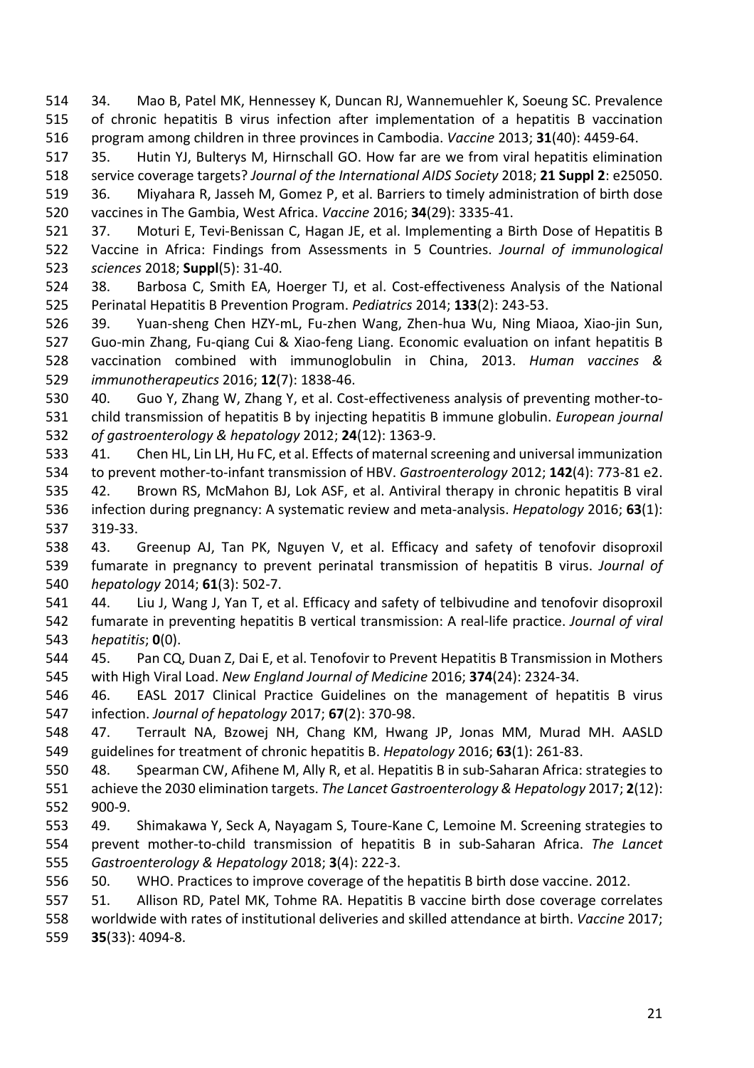34. Mao B, Patel MK, Hennessey K, Duncan RJ, Wannemuehler K, Soeung SC. Prevalence of chronic hepatitis B virus infection after implementation of a hepatitis B vaccination program among children in three provinces in Cambodia. *Vaccine* 2013; **31**(40): 4459-64.

35. Hutin YJ, Bulterys M, Hirnschall GO. How far are we from viral hepatitis elimination service coverage targets? *Journal of the International AIDS Society* 2018; **21 Suppl 2**: e25050.

36. Miyahara R, Jasseh M, Gomez P, et al. Barriers to timely administration of birth dose vaccines in The Gambia, West Africa. *Vaccine* 2016; **34**(29): 3335-41.

37. Moturi E, Tevi-Benissan C, Hagan JE, et al. Implementing a Birth Dose of Hepatitis B Vaccine in Africa: Findings from Assessments in 5 Countries. *Journal of immunological sciences* 2018; **Suppl**(5): 31-40.

38. Barbosa C, Smith EA, Hoerger TJ, et al. Cost-effectiveness Analysis of the National Perinatal Hepatitis B Prevention Program. *Pediatrics* 2014; **133**(2): 243-53.

39. Yuan-sheng Chen HZY-mL, Fu-zhen Wang, Zhen-hua Wu, Ning Miaoa, Xiao-jin Sun, Guo-min Zhang, Fu-qiang Cui & Xiao-feng Liang. Economic evaluation on infant hepatitis B vaccination combined with immunoglobulin in China, 2013. *Human vaccines & immunotherapeutics* 2016; **12**(7): 1838-46.

40. Guo Y, Zhang W, Zhang Y, et al. Cost-effectiveness analysis of preventing mother-to-child transmission of hepatitis B by injecting hepatitis B immune globulin. *European journal of gastroenterology & hepatology* 2012; **24**(12): 1363-9.

41. Chen HL, Lin LH, Hu FC, et al. Effects of maternal screening and universal immunization to prevent mother-to-infant transmission of HBV. *Gastroenterology* 2012; **142**(4): 773-81 e2.

42. Brown RS, McMahon BJ, Lok ASF, et al. Antiviral therapy in chronic hepatitis B viral infection during pregnancy: A systematic review and meta-analysis. *Hepatology* 2016; **63**(1): 319-33.

43. Greenup AJ, Tan PK, Nguyen V, et al. Efficacy and safety of tenofovir disoproxil fumarate in pregnancy to prevent perinatal transmission of hepatitis B virus. *Journal of hepatology* 2014; **61**(3): 502-7.

44. Liu J, Wang J, Yan T, et al. Efficacy and safety of telbivudine and tenofovir disoproxil fumarate in preventing hepatitis B vertical transmission: A real-life practice. *Journal of viral hepatitis*; **0**(0).

45. Pan CQ, Duan Z, Dai E, et al. Tenofovir to Prevent Hepatitis B Transmission in Mothers with High Viral Load. *New England Journal of Medicine* 2016; **374**(24): 2324-34.

46. EASL 2017 Clinical Practice Guidelines on the management of hepatitis B virus infection. *Journal of hepatology* 2017; **67**(2): 370-98.

47. Terrault NA, Bzowej NH, Chang KM, Hwang JP, Jonas MM, Murad MH. AASLD guidelines for treatment of chronic hepatitis B. *Hepatology* 2016; **63**(1): 261-83.

48. Spearman CW, Afihene M, Ally R, et al. Hepatitis B in sub-Saharan Africa: strategies to achieve the 2030 elimination targets. *The Lancet Gastroenterology & Hepatology* 2017; **2**(12): 900-9.

49. Shimakawa Y, Seck A, Nayagam S, Toure-Kane C, Lemoine M. Screening strategies to prevent mother-to-child transmission of hepatitis B in sub-Saharan Africa. *The Lancet Gastroenterology & Hepatology* 2018; **3**(4): 222-3.

50. WHO. Practices to improve coverage of the hepatitis B birth dose vaccine. 2012.

51. Allison RD, Patel MK, Tohme RA. Hepatitis B vaccine birth dose coverage correlates worldwide with rates of institutional deliveries and skilled attendance at birth. *Vaccine* 2017; **35**(33): 4094-8.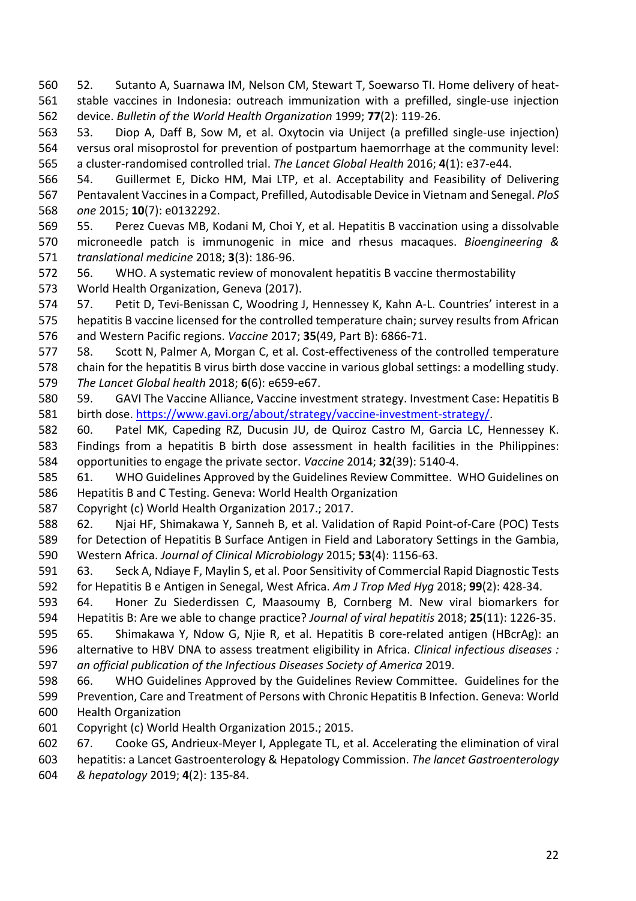52. Sutanto A, Suarnawa IM, Nelson CM, Stewart T, Soewarso TI. Home delivery of heat-stable vaccines in Indonesia: outreach immunization with a prefilled, single-use injection device. *Bulletin of the World Health Organization* 1999; **77**(2): 119-26.

53. Diop A, Daff B, Sow M, et al. Oxytocin via Uniject (a prefilled single-use injection) versus oral misoprostol for prevention of postpartum haemorrhage at the community level: a cluster-randomised controlled trial. *The Lancet Global Health* 2016; **4**(1): e37-e44.

54. Guillermet E, Dicko HM, Mai LTP, et al. Acceptability and Feasibility of Delivering Pentavalent Vaccines in a Compact, Prefilled, Autodisable Device in Vietnam and Senegal. *PloS one* 2015; **10**(7): e0132292.

55. Perez Cuevas MB, Kodani M, Choi Y, et al. Hepatitis B vaccination using a dissolvable microneedle patch is immunogenic in mice and rhesus macaques. *Bioengineering & translational medicine* 2018; **3**(3): 186-96.

56. WHO. A systematic review of monovalent hepatitis B vaccine thermostability World Health Organization, Geneva (2017).

57. Petit D, Tevi-Benissan C, Woodring J, Hennessey K, Kahn A-L. Countries' interest in a hepatitis B vaccine licensed for the controlled temperature chain; survey results from African and Western Pacific regions. *Vaccine* 2017; **35**(49, Part B): 6866-71.

58. Scott N, Palmer A, Morgan C, et al. Cost-effectiveness of the controlled temperature chain for the hepatitis B virus birth dose vaccine in various global settings: a modelling study. *The Lancet Global health* 2018; **6**(6): e659-e67.

59. GAVI The Vaccine Alliance, Vaccine investment strategy. Investment Case: Hepatitis B birth dose. https://www.gavi.org/about/strategy/vaccine-investment-strategy/.

60. Patel MK, Capeding RZ, Ducusin JU, de Quiroz Castro M, Garcia LC, Hennessey K. Findings from a hepatitis B birth dose assessment in health facilities in the Philippines: opportunities to engage the private sector. *Vaccine* 2014; **32**(39): 5140-4.

61. WHO Guidelines Approved by the Guidelines Review Committee. WHO Guidelines on Hepatitis B and C Testing. Geneva: World Health Organization
Copyright (c) World Health Organization 2017.; 2017.

62. Njai HF, Shimakawa Y, Sanneh B, et al. Validation of Rapid Point-of-Care (POC) Tests for Detection of Hepatitis B Surface Antigen in Field and Laboratory Settings in the Gambia, Western Africa. *Journal of Clinical Microbiology* 2015; **53**(4): 1156-63.

63. Seck A, Ndiaye F, Maylin S, et al. Poor Sensitivity of Commercial Rapid Diagnostic Tests for Hepatitis B e Antigen in Senegal, West Africa. *Am J Trop Med Hyg* 2018; **99**(2): 428-34.

64. Honer Zu Siederdissen C, Maasoumy B, Cornberg M. New viral biomarkers for Hepatitis B: Are we able to change practice? *Journal of viral hepatitis* 2018; **25**(11): 1226-35.

65. Shimakawa Y, Ndow G, Njie R, et al. Hepatitis B core-related antigen (HBcrAg): an alternative to HBV DNA to assess treatment eligibility in Africa. *Clinical infectious diseases : an official publication of the Infectious Diseases Society of America* 2019.

66. WHO Guidelines Approved by the Guidelines Review Committee. Guidelines for the Prevention, Care and Treatment of Persons with Chronic Hepatitis B Infection. Geneva: World Health Organization
Copyright (c) World Health Organization 2015.; 2015.

67. Cooke GS, Andrieux-Meyer I, Applegate TL, et al. Accelerating the elimination of viral hepatitis: a Lancet Gastroenterology & Hepatology Commission. *The lancet Gastroenterology & hepatology* 2019; **4**(2): 135-84.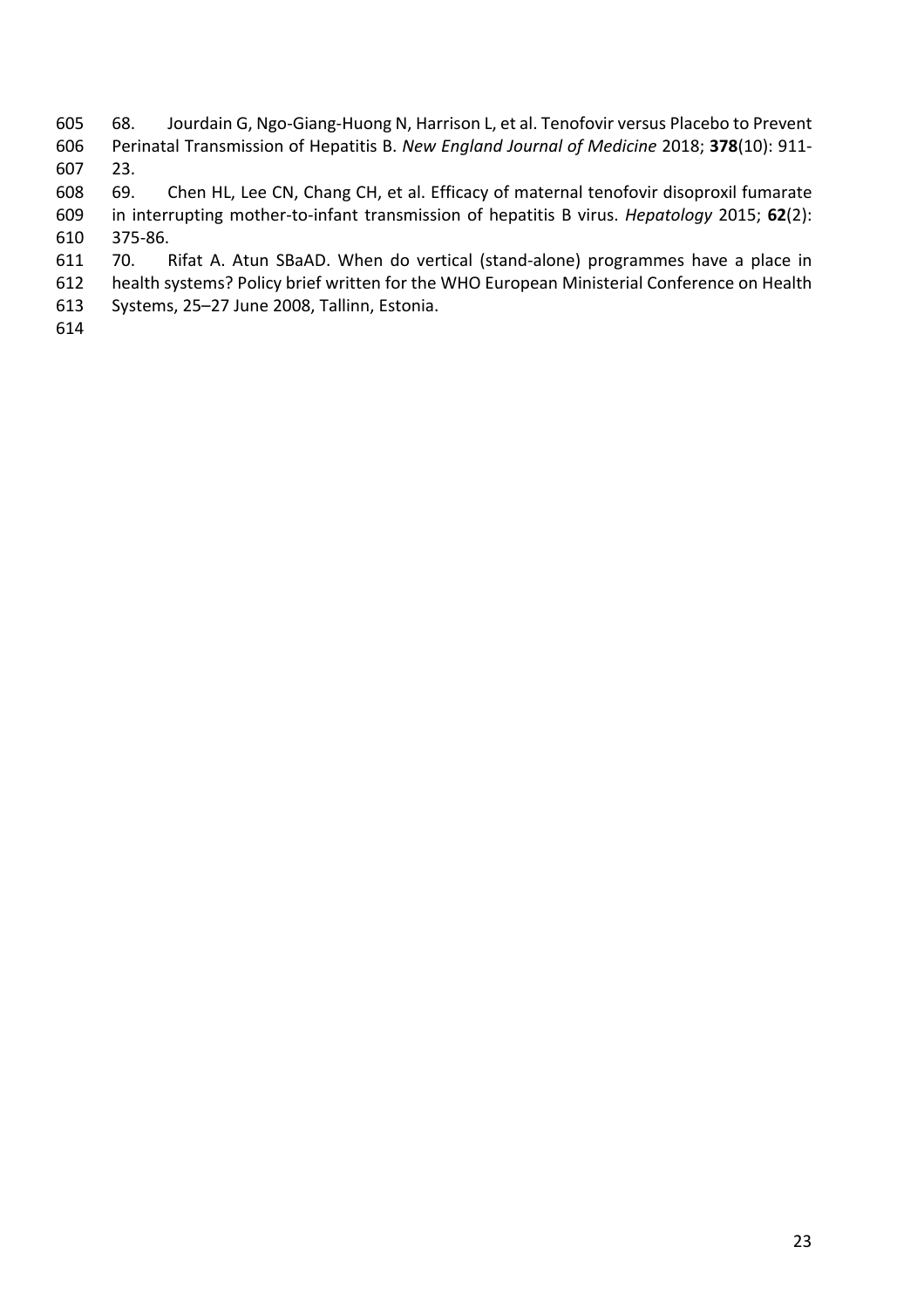68. Jourdain G, Ngo-Giang-Huong N, Harrison L, et al. Tenofovir versus Placebo to Prevent Perinatal Transmission of Hepatitis B. *New England Journal of Medicine* 2018; **378**(10): 911-23.

69. Chen HL, Lee CN, Chang CH, et al. Efficacy of maternal tenofovir disoproxil fumarate in interrupting mother-to-infant transmission of hepatitis B virus. *Hepatology* 2015; **62**(2): 375-86.

70. Rifat A. Atun SBaAD. When do vertical (stand-alone) programmes have a place in health systems? Policy brief written for the WHO European Ministerial Conference on Health Systems, 25–27 June 2008, Tallinn, Estonia.